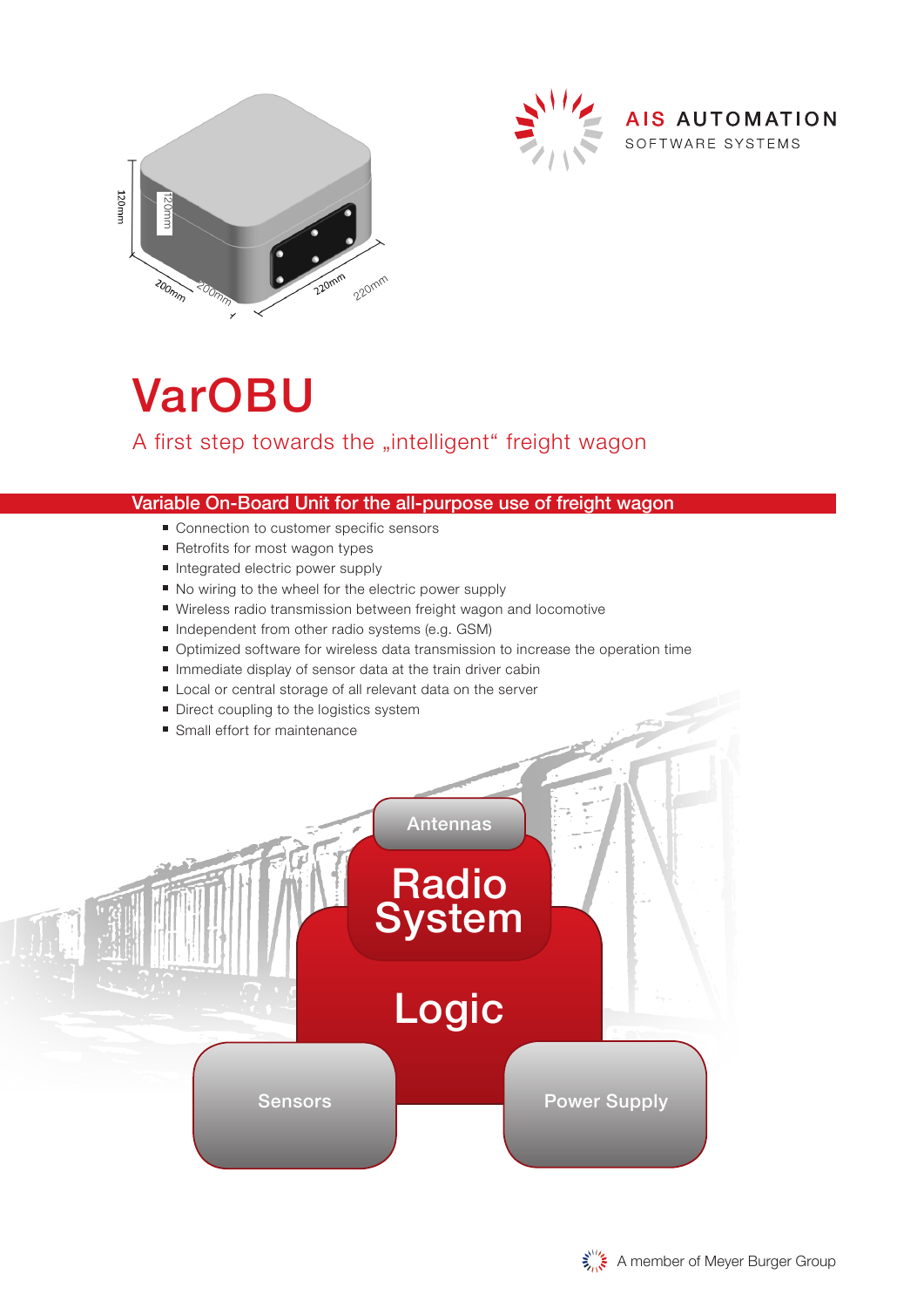AIS AUTOMATION
SOFTWARE SYSTEMS

# VarOBU

A first step towards the „intelligent" freight wagon

## Variable On-Board Unit for the all-purpose use of freight wagon

- Connection to customer specific sensors
- Retrofits for most wagon types
- Integrated electric power supply
- No wiring to the wheel for the electric power supply
- Wireless radio transmission between freight wagon and locomotive
- Independent from other radio systems (e.g. GSM)
- Optimized software for wireless data transmission to increase the operation time
- Immediate display of sensor data at the train driver cabin
- Local or central storage of all relevant data on the server
- Direct coupling to the logistics system
- Small effort for maintenance

Antennas

Radio System

Logic

Sensors

Power Supply

A member of Meyer Burger Group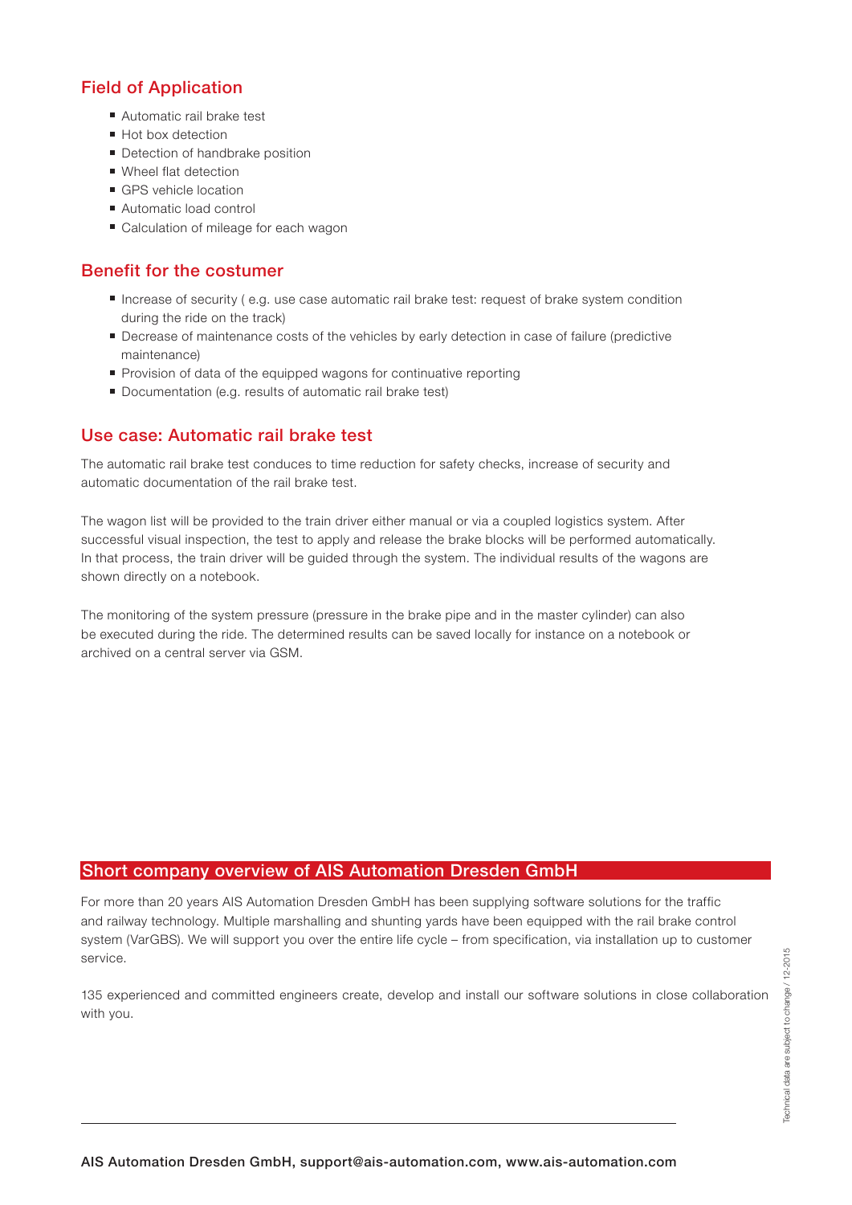## Field of Application

- Automatic rail brake test
- Hot box detection
- Detection of handbrake position
- Wheel flat detection
- GPS vehicle location
- Automatic load control
- Calculation of mileage for each wagon

## Benefit for the costumer

- Increase of security ( e.g. use case automatic rail brake test: request of brake system condition during the ride on the track)
- Decrease of maintenance costs of the vehicles by early detection in case of failure (predictive maintenance)
- Provision of data of the equipped wagons for continuative reporting
- Documentation (e.g. results of automatic rail brake test)

## Use case: Automatic rail brake test

The automatic rail brake test conduces to time reduction for safety checks, increase of security and automatic documentation of the rail brake test.

The wagon list will be provided to the train driver either manual or via a coupled logistics system. After successful visual inspection, the test to apply and release the brake blocks will be performed automatically. In that process, the train driver will be guided through the system. The individual results of the wagons are shown directly on a notebook.

The monitoring of the system pressure (pressure in the brake pipe and in the master cylinder) can also be executed during the ride. The determined results can be saved locally for instance on a notebook or archived on a central server via GSM.

## Short company overview of AIS Automation Dresden GmbH

For more than 20 years AIS Automation Dresden GmbH has been supplying software solutions for the traffic and railway technology. Multiple marshalling and shunting yards have been equipped with the rail brake control system (VarGBS). We will support you over the entire life cycle – from specification, via installation up to customer service.

135 experienced and committed engineers create, develop and install our software solutions in close collaboration with you.

Technical data are subject to change / 12-2015

**AIS Automation Dresden GmbH, support@ais-automation.com, www.ais-automation.com**